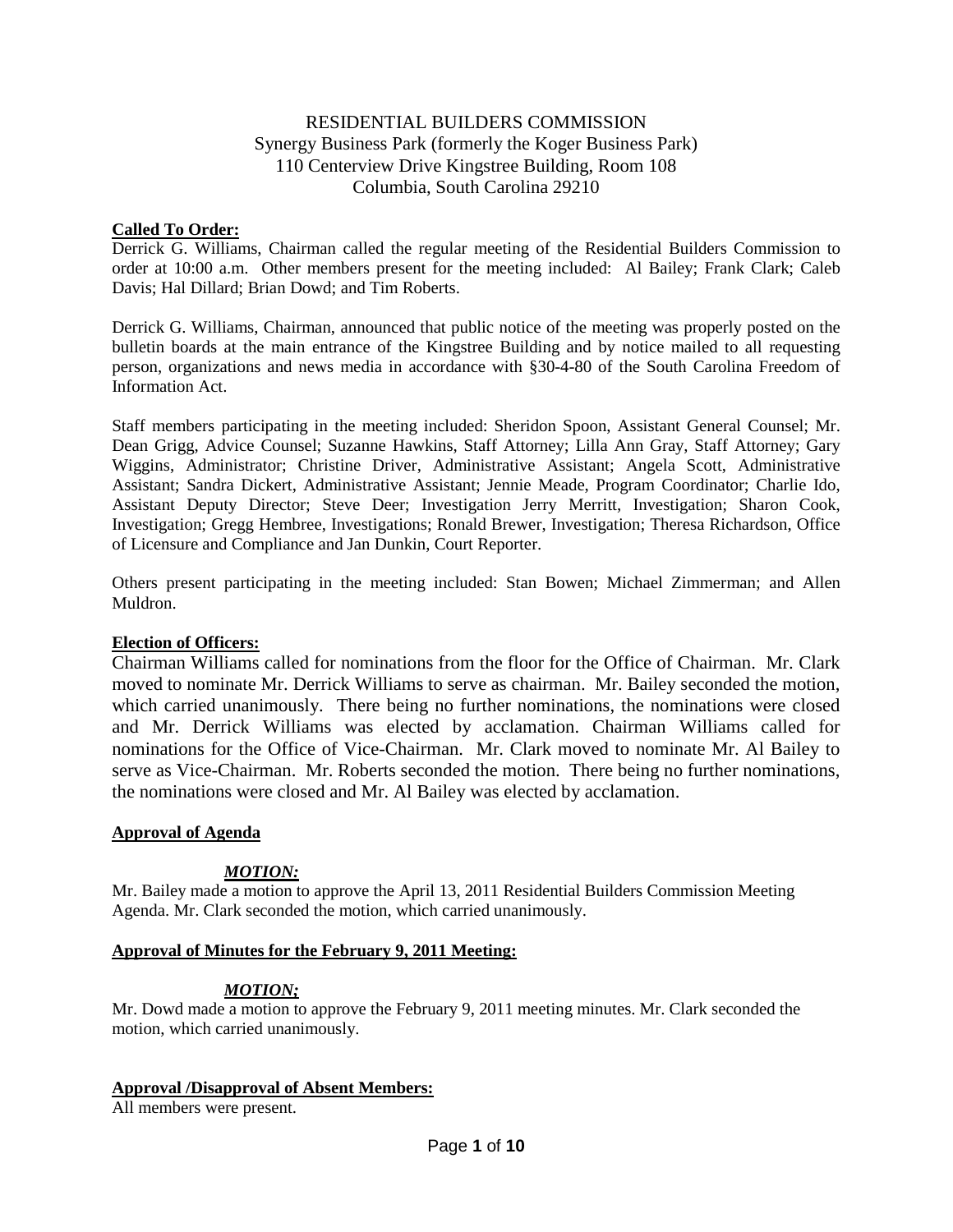# RESIDENTIAL BUILDERS COMMISSION

Synergy Business Park (formerly the Koger Business Park)
110 Centerview Drive Kingstree Building, Room 108
Columbia, South Carolina 29210

**Called To Order:**

Derrick G. Williams, Chairman called the regular meeting of the Residential Builders Commission to order at 10:00 a.m. Other members present for the meeting included: Al Bailey; Frank Clark; Caleb Davis; Hal Dillard; Brian Dowd; and Tim Roberts.

Derrick G. Williams, Chairman, announced that public notice of the meeting was properly posted on the bulletin boards at the main entrance of the Kingstree Building and by notice mailed to all requesting person, organizations and news media in accordance with §30-4-80 of the South Carolina Freedom of Information Act.

Staff members participating in the meeting included: Sheridon Spoon, Assistant General Counsel; Mr. Dean Grigg, Advice Counsel; Suzanne Hawkins, Staff Attorney; Lilla Ann Gray, Staff Attorney; Gary Wiggins, Administrator; Christine Driver, Administrative Assistant; Angela Scott, Administrative Assistant; Sandra Dickert, Administrative Assistant; Jennie Meade, Program Coordinator; Charlie Ido, Assistant Deputy Director; Steve Deer; Investigation Jerry Merritt, Investigation; Sharon Cook, Investigation; Gregg Hembree, Investigations; Ronald Brewer, Investigation; Theresa Richardson, Office of Licensure and Compliance and Jan Dunkin, Court Reporter.

Others present participating in the meeting included: Stan Bowen; Michael Zimmerman; and Allen Muldron.

**Election of Officers:**

Chairman Williams called for nominations from the floor for the Office of Chairman. Mr. Clark moved to nominate Mr. Derrick Williams to serve as chairman. Mr. Bailey seconded the motion, which carried unanimously. There being no further nominations, the nominations were closed and Mr. Derrick Williams was elected by acclamation. Chairman Williams called for nominations for the Office of Vice-Chairman. Mr. Clark moved to nominate Mr. Al Bailey to serve as Vice-Chairman. Mr. Roberts seconded the motion. There being no further nominations, the nominations were closed and Mr. Al Bailey was elected by acclamation.

**Approval of Agenda**

***MOTION:***

Mr. Bailey made a motion to approve the April 13, 2011 Residential Builders Commission Meeting Agenda. Mr. Clark seconded the motion, which carried unanimously.

**Approval of Minutes for the February 9, 2011 Meeting:**

***MOTION;***

Mr. Dowd made a motion to approve the February 9, 2011 meeting minutes. Mr. Clark seconded the motion, which carried unanimously.

**Approval /Disapproval of Absent Members:**

All members were present.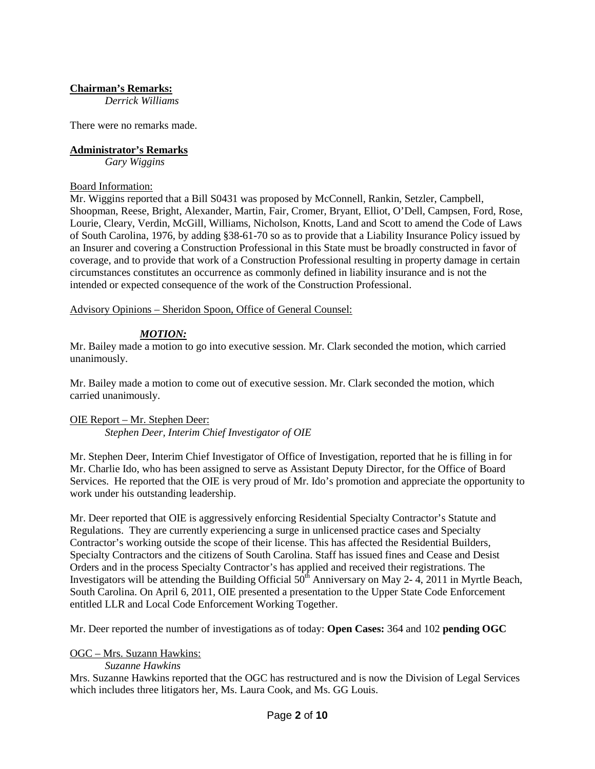**Chairman's Remarks:**

*Derrick Williams*

There were no remarks made.

**Administrator's Remarks**

*Gary Wiggins*

Board Information:

Mr. Wiggins reported that a Bill S0431 was proposed by McConnell, Rankin, Setzler, Campbell, Shoopman, Reese, Bright, Alexander, Martin, Fair, Cromer, Bryant, Elliot, O'Dell, Campsen, Ford, Rose, Lourie, Cleary, Verdin, McGill, Williams, Nicholson, Knotts, Land and Scott to amend the Code of Laws of South Carolina, 1976, by adding §38-61-70 so as to provide that a Liability Insurance Policy issued by an Insurer and covering a Construction Professional in this State must be broadly constructed in favor of coverage, and to provide that work of a Construction Professional resulting in property damage in certain circumstances constitutes an occurrence as commonly defined in liability insurance and is not the intended or expected consequence of the work of the Construction Professional.

Advisory Opinions – Sheridon Spoon, Office of General Counsel:

***MOTION:***

Mr. Bailey made a motion to go into executive session. Mr. Clark seconded the motion, which carried unanimously.

Mr. Bailey made a motion to come out of executive session. Mr. Clark seconded the motion, which carried unanimously.

OIE Report – Mr. Stephen Deer:

*Stephen Deer, Interim Chief Investigator of OIE*

Mr. Stephen Deer, Interim Chief Investigator of Office of Investigation, reported that he is filling in for Mr. Charlie Ido, who has been assigned to serve as Assistant Deputy Director, for the Office of Board Services. He reported that the OIE is very proud of Mr. Ido's promotion and appreciate the opportunity to work under his outstanding leadership.

Mr. Deer reported that OIE is aggressively enforcing Residential Specialty Contractor's Statute and Regulations. They are currently experiencing a surge in unlicensed practice cases and Specialty Contractor's working outside the scope of their license. This has affected the Residential Builders, Specialty Contractors and the citizens of South Carolina. Staff has issued fines and Cease and Desist Orders and in the process Specialty Contractor's has applied and received their registrations. The Investigators will be attending the Building Official 50th Anniversary on May 2- 4, 2011 in Myrtle Beach, South Carolina. On April 6, 2011, OIE presented a presentation to the Upper State Code Enforcement entitled LLR and Local Code Enforcement Working Together.

Mr. Deer reported the number of investigations as of today: **Open Cases:** 364 and 102 **pending OGC**

OGC – Mrs. Suzann Hawkins:

*Suzanne Hawkins*

Mrs. Suzanne Hawkins reported that the OGC has restructured and is now the Division of Legal Services which includes three litigators her, Ms. Laura Cook, and Ms. GG Louis.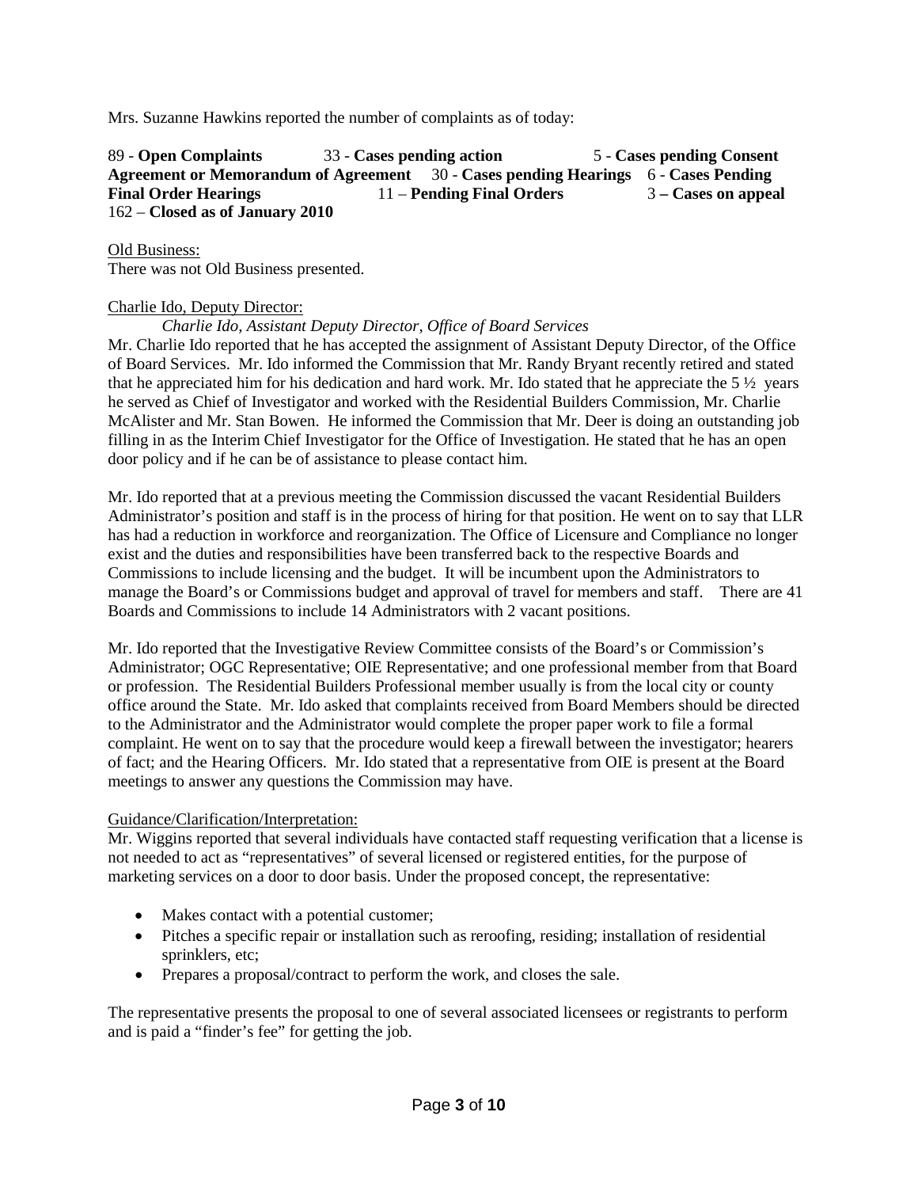Mrs. Suzanne Hawkins reported the number of complaints as of today:

89 - **Open Complaints** 33 - **Cases pending action** 5 - **Cases pending Consent Agreement or Memorandum of Agreement** 30 - **Cases pending Hearings** 6 - **Cases Pending Final Order Hearings** 11 – **Pending Final Orders** 3 **– Cases on appeal**
162 – **Closed as of January 2010**

Old Business:
There was not Old Business presented.

Charlie Ido, Deputy Director:

*Charlie Ido, Assistant Deputy Director, Office of Board Services*

Mr. Charlie Ido reported that he has accepted the assignment of Assistant Deputy Director, of the Office of Board Services. Mr. Ido informed the Commission that Mr. Randy Bryant recently retired and stated that he appreciated him for his dedication and hard work. Mr. Ido stated that he appreciate the 5 ½ years he served as Chief of Investigator and worked with the Residential Builders Commission, Mr. Charlie McAlister and Mr. Stan Bowen. He informed the Commission that Mr. Deer is doing an outstanding job filling in as the Interim Chief Investigator for the Office of Investigation. He stated that he has an open door policy and if he can be of assistance to please contact him.

Mr. Ido reported that at a previous meeting the Commission discussed the vacant Residential Builders Administrator's position and staff is in the process of hiring for that position. He went on to say that LLR has had a reduction in workforce and reorganization. The Office of Licensure and Compliance no longer exist and the duties and responsibilities have been transferred back to the respective Boards and Commissions to include licensing and the budget. It will be incumbent upon the Administrators to manage the Board's or Commissions budget and approval of travel for members and staff. There are 41 Boards and Commissions to include 14 Administrators with 2 vacant positions.

Mr. Ido reported that the Investigative Review Committee consists of the Board's or Commission's Administrator; OGC Representative; OIE Representative; and one professional member from that Board or profession. The Residential Builders Professional member usually is from the local city or county office around the State. Mr. Ido asked that complaints received from Board Members should be directed to the Administrator and the Administrator would complete the proper paper work to file a formal complaint. He went on to say that the procedure would keep a firewall between the investigator; hearers of fact; and the Hearing Officers. Mr. Ido stated that a representative from OIE is present at the Board meetings to answer any questions the Commission may have.

Guidance/Clarification/Interpretation:
Mr. Wiggins reported that several individuals have contacted staff requesting verification that a license is not needed to act as "representatives" of several licensed or registered entities, for the purpose of marketing services on a door to door basis. Under the proposed concept, the representative:

- Makes contact with a potential customer;
- Pitches a specific repair or installation such as reroofing, residing; installation of residential sprinklers, etc;
- Prepares a proposal/contract to perform the work, and closes the sale.

The representative presents the proposal to one of several associated licensees or registrants to perform and is paid a "finder's fee" for getting the job.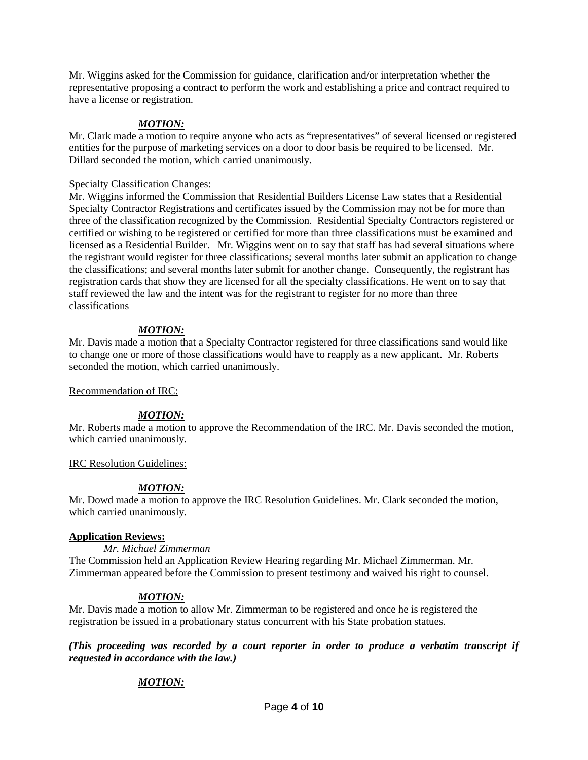Mr. Wiggins asked for the Commission for guidance, clarification and/or interpretation whether the representative proposing a contract to perform the work and establishing a price and contract required to have a license or registration.

***MOTION:***
Mr. Clark made a motion to require anyone who acts as "representatives" of several licensed or registered entities for the purpose of marketing services on a door to door basis be required to be licensed. Mr. Dillard seconded the motion, which carried unanimously.

Specialty Classification Changes:
Mr. Wiggins informed the Commission that Residential Builders License Law states that a Residential Specialty Contractor Registrations and certificates issued by the Commission may not be for more than three of the classification recognized by the Commission. Residential Specialty Contractors registered or certified or wishing to be registered or certified for more than three classifications must be examined and licensed as a Residential Builder. Mr. Wiggins went on to say that staff has had several situations where the registrant would register for three classifications; several months later submit an application to change the classifications; and several months later submit for another change. Consequently, the registrant has registration cards that show they are licensed for all the specialty classifications. He went on to say that staff reviewed the law and the intent was for the registrant to register for no more than three classifications

***MOTION:***
Mr. Davis made a motion that a Specialty Contractor registered for three classifications sand would like to change one or more of those classifications would have to reapply as a new applicant. Mr. Roberts seconded the motion, which carried unanimously.

Recommendation of IRC:

***MOTION:***
Mr. Roberts made a motion to approve the Recommendation of the IRC. Mr. Davis seconded the motion, which carried unanimously.

IRC Resolution Guidelines:

***MOTION:***
Mr. Dowd made a motion to approve the IRC Resolution Guidelines. Mr. Clark seconded the motion, which carried unanimously.

**Application Reviews:**

*Mr. Michael Zimmerman*

The Commission held an Application Review Hearing regarding Mr. Michael Zimmerman. Mr. Zimmerman appeared before the Commission to present testimony and waived his right to counsel.

***MOTION:***
Mr. Davis made a motion to allow Mr. Zimmerman to be registered and once he is registered the registration be issued in a probationary status concurrent with his State probation statues.

***(This proceeding was recorded by a court reporter in order to produce a verbatim transcript if requested in accordance with the law.)***

***MOTION:***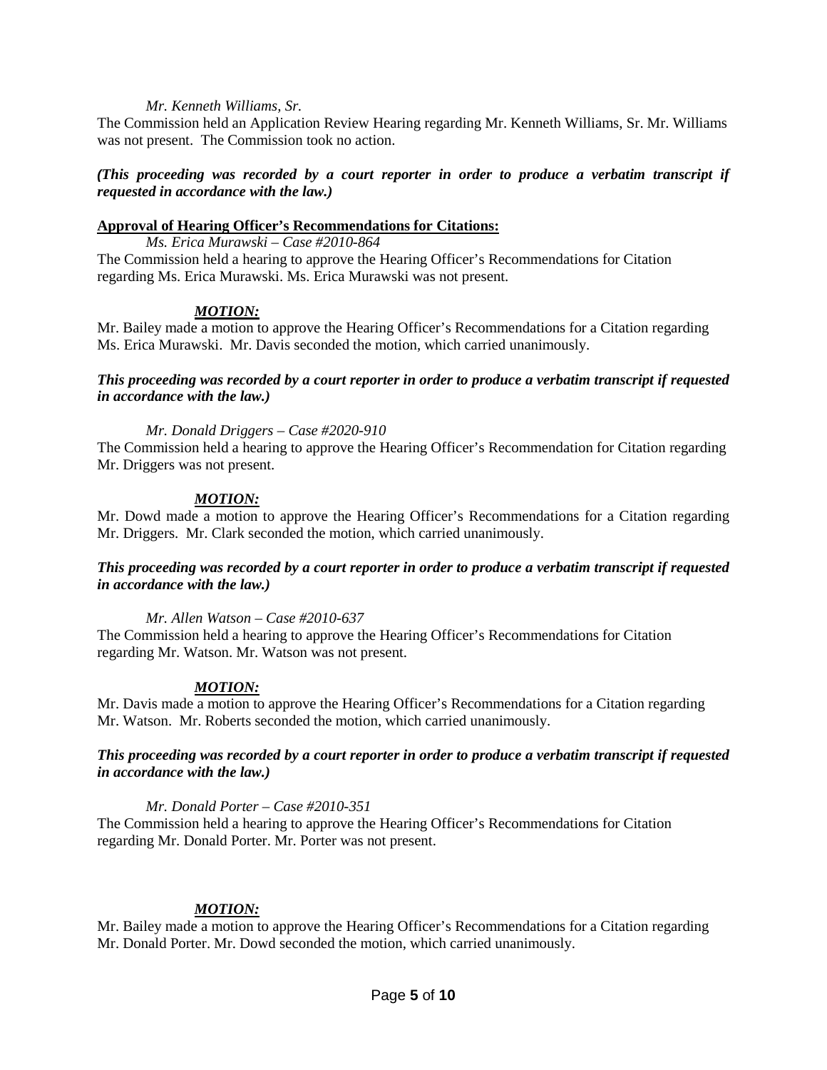*Mr. Kenneth Williams, Sr.*

The Commission held an Application Review Hearing regarding Mr. Kenneth Williams, Sr. Mr. Williams was not present. The Commission took no action.

***(This proceeding was recorded by a court reporter in order to produce a verbatim transcript if requested in accordance with the law.)***

**Approval of Hearing Officer's Recommendations for Citations:**

*Ms. Erica Murawski – Case #2010-864*

The Commission held a hearing to approve the Hearing Officer's Recommendations for Citation regarding Ms. Erica Murawski. Ms. Erica Murawski was not present.

***MOTION:***

Mr. Bailey made a motion to approve the Hearing Officer's Recommendations for a Citation regarding Ms. Erica Murawski. Mr. Davis seconded the motion, which carried unanimously.

***This proceeding was recorded by a court reporter in order to produce a verbatim transcript if requested in accordance with the law.)***

*Mr. Donald Driggers – Case #2020-910*

The Commission held a hearing to approve the Hearing Officer's Recommendation for Citation regarding Mr. Driggers was not present.

***MOTION:***

Mr. Dowd made a motion to approve the Hearing Officer's Recommendations for a Citation regarding Mr. Driggers. Mr. Clark seconded the motion, which carried unanimously.

***This proceeding was recorded by a court reporter in order to produce a verbatim transcript if requested in accordance with the law.)***

*Mr. Allen Watson – Case #2010-637*

The Commission held a hearing to approve the Hearing Officer's Recommendations for Citation regarding Mr. Watson. Mr. Watson was not present.

***MOTION:***

Mr. Davis made a motion to approve the Hearing Officer's Recommendations for a Citation regarding Mr. Watson. Mr. Roberts seconded the motion, which carried unanimously.

***This proceeding was recorded by a court reporter in order to produce a verbatim transcript if requested in accordance with the law.)***

*Mr. Donald Porter – Case #2010-351*

The Commission held a hearing to approve the Hearing Officer's Recommendations for Citation regarding Mr. Donald Porter. Mr. Porter was not present.

***MOTION:***

Mr. Bailey made a motion to approve the Hearing Officer's Recommendations for a Citation regarding Mr. Donald Porter. Mr. Dowd seconded the motion, which carried unanimously.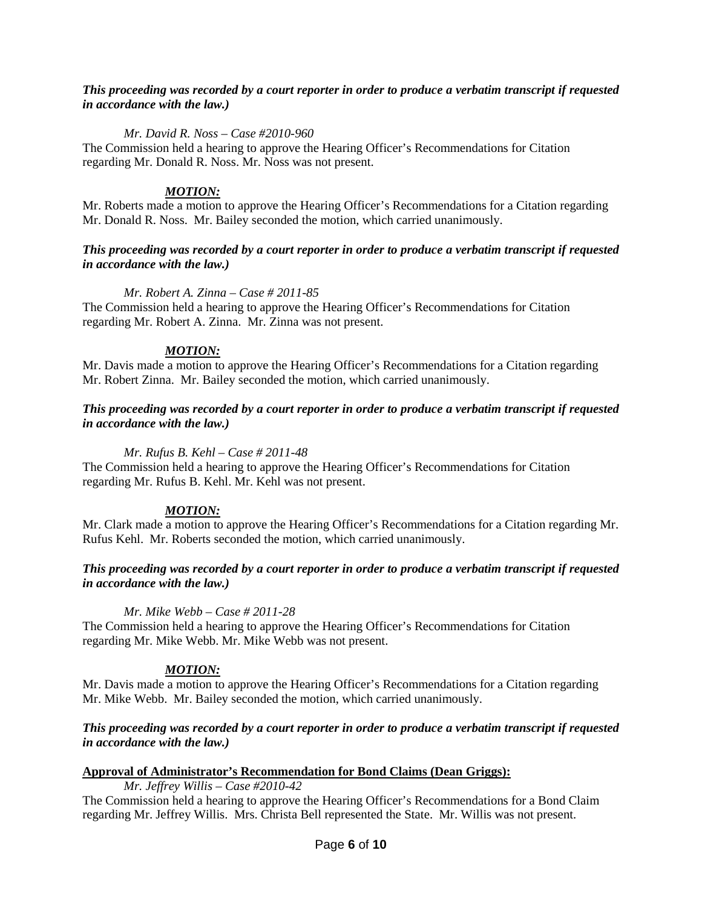***This proceeding was recorded by a court reporter in order to produce a verbatim transcript if requested in accordance with the law.)***

*Mr. David R. Noss – Case #2010-960*

The Commission held a hearing to approve the Hearing Officer's Recommendations for Citation regarding Mr. Donald R. Noss. Mr. Noss was not present.

***MOTION:***

Mr. Roberts made a motion to approve the Hearing Officer's Recommendations for a Citation regarding Mr. Donald R. Noss. Mr. Bailey seconded the motion, which carried unanimously.

***This proceeding was recorded by a court reporter in order to produce a verbatim transcript if requested in accordance with the law.)***

*Mr. Robert A. Zinna – Case # 2011-85*

The Commission held a hearing to approve the Hearing Officer's Recommendations for Citation regarding Mr. Robert A. Zinna. Mr. Zinna was not present.

***MOTION:***

Mr. Davis made a motion to approve the Hearing Officer's Recommendations for a Citation regarding Mr. Robert Zinna. Mr. Bailey seconded the motion, which carried unanimously.

***This proceeding was recorded by a court reporter in order to produce a verbatim transcript if requested in accordance with the law.)***

*Mr. Rufus B. Kehl – Case # 2011-48*

The Commission held a hearing to approve the Hearing Officer's Recommendations for Citation regarding Mr. Rufus B. Kehl. Mr. Kehl was not present.

***MOTION:***

Mr. Clark made a motion to approve the Hearing Officer's Recommendations for a Citation regarding Mr. Rufus Kehl. Mr. Roberts seconded the motion, which carried unanimously.

***This proceeding was recorded by a court reporter in order to produce a verbatim transcript if requested in accordance with the law.)***

*Mr. Mike Webb – Case # 2011-28*

The Commission held a hearing to approve the Hearing Officer's Recommendations for Citation regarding Mr. Mike Webb. Mr. Mike Webb was not present.

***MOTION:***

Mr. Davis made a motion to approve the Hearing Officer's Recommendations for a Citation regarding Mr. Mike Webb. Mr. Bailey seconded the motion, which carried unanimously.

***This proceeding was recorded by a court reporter in order to produce a verbatim transcript if requested in accordance with the law.)***

**Approval of Administrator's Recommendation for Bond Claims (Dean Griggs):**

*Mr. Jeffrey Willis – Case #2010-42*

The Commission held a hearing to approve the Hearing Officer's Recommendations for a Bond Claim regarding Mr. Jeffrey Willis. Mrs. Christa Bell represented the State. Mr. Willis was not present.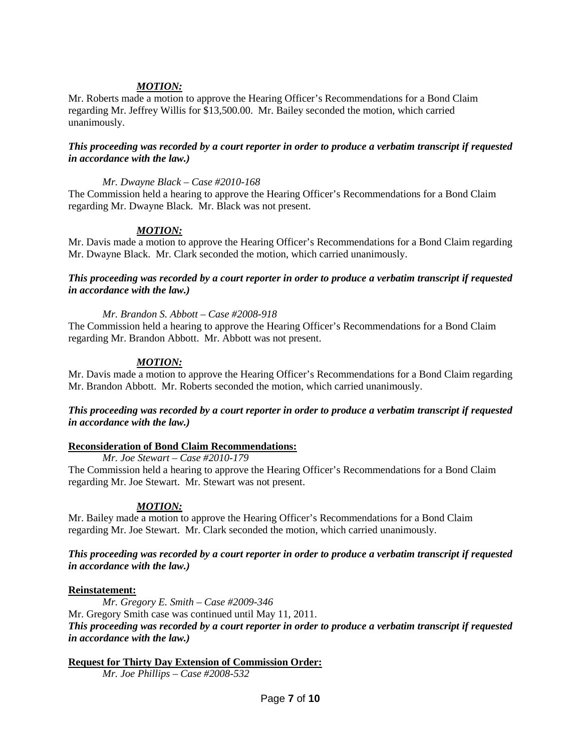***MOTION:***

Mr. Roberts made a motion to approve the Hearing Officer's Recommendations for a Bond Claim regarding Mr. Jeffrey Willis for $13,500.00. Mr. Bailey seconded the motion, which carried unanimously.

***This proceeding was recorded by a court reporter in order to produce a verbatim transcript if requested in accordance with the law.)***

*Mr. Dwayne Black – Case #2010-168*

The Commission held a hearing to approve the Hearing Officer's Recommendations for a Bond Claim regarding Mr. Dwayne Black. Mr. Black was not present.

***MOTION:***

Mr. Davis made a motion to approve the Hearing Officer's Recommendations for a Bond Claim regarding Mr. Dwayne Black. Mr. Clark seconded the motion, which carried unanimously.

***This proceeding was recorded by a court reporter in order to produce a verbatim transcript if requested in accordance with the law.)***

*Mr. Brandon S. Abbott – Case #2008-918*

The Commission held a hearing to approve the Hearing Officer's Recommendations for a Bond Claim regarding Mr. Brandon Abbott. Mr. Abbott was not present.

***MOTION:***

Mr. Davis made a motion to approve the Hearing Officer's Recommendations for a Bond Claim regarding Mr. Brandon Abbott. Mr. Roberts seconded the motion, which carried unanimously.

***This proceeding was recorded by a court reporter in order to produce a verbatim transcript if requested in accordance with the law.)***

**Reconsideration of Bond Claim Recommendations:**

*Mr. Joe Stewart – Case #2010-179*

The Commission held a hearing to approve the Hearing Officer's Recommendations for a Bond Claim regarding Mr. Joe Stewart. Mr. Stewart was not present.

***MOTION:***

Mr. Bailey made a motion to approve the Hearing Officer's Recommendations for a Bond Claim regarding Mr. Joe Stewart. Mr. Clark seconded the motion, which carried unanimously.

***This proceeding was recorded by a court reporter in order to produce a verbatim transcript if requested in accordance with the law.)***

**Reinstatement:**

*Mr. Gregory E. Smith – Case #2009-346*

Mr. Gregory Smith case was continued until May 11, 2011.

***This proceeding was recorded by a court reporter in order to produce a verbatim transcript if requested in accordance with the law.)***

**Request for Thirty Day Extension of Commission Order:**

*Mr. Joe Phillips – Case #2008-532*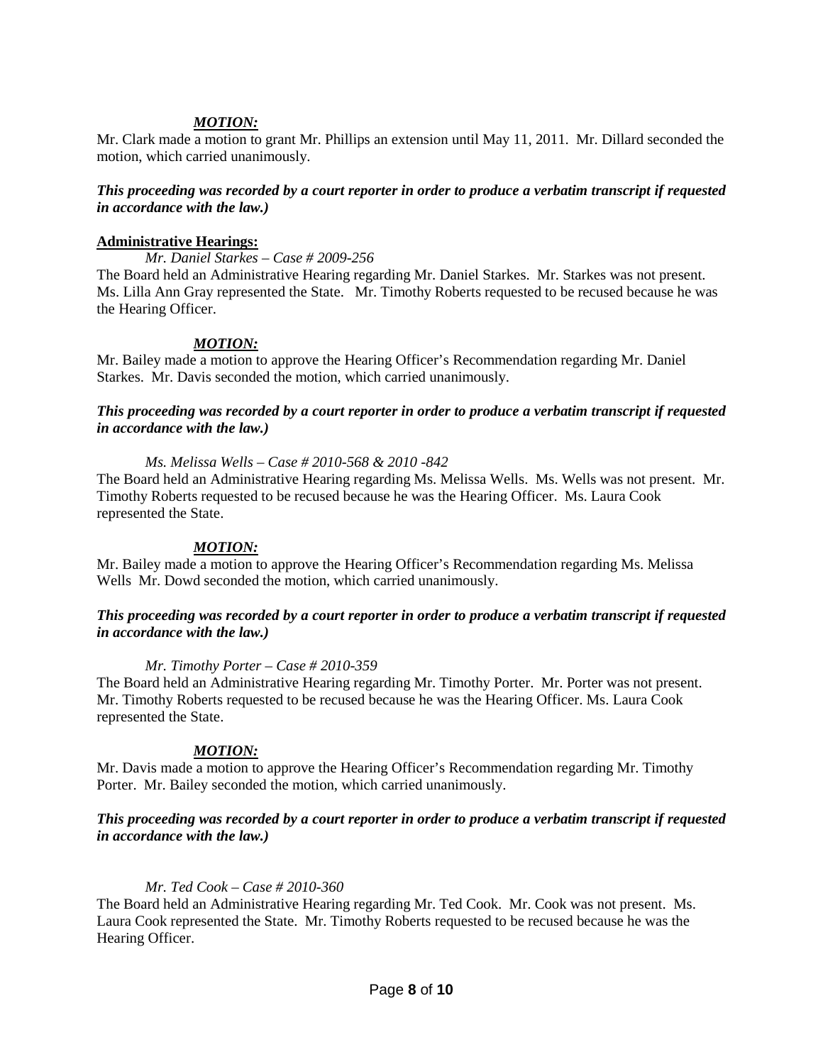***MOTION:***

Mr. Clark made a motion to grant Mr. Phillips an extension until May 11, 2011. Mr. Dillard seconded the motion, which carried unanimously.

***This proceeding was recorded by a court reporter in order to produce a verbatim transcript if requested in accordance with the law.)***

**Administrative Hearings:**

*Mr. Daniel Starkes – Case # 2009-256*

The Board held an Administrative Hearing regarding Mr. Daniel Starkes. Mr. Starkes was not present. Ms. Lilla Ann Gray represented the State. Mr. Timothy Roberts requested to be recused because he was the Hearing Officer.

***MOTION:***

Mr. Bailey made a motion to approve the Hearing Officer's Recommendation regarding Mr. Daniel Starkes. Mr. Davis seconded the motion, which carried unanimously.

***This proceeding was recorded by a court reporter in order to produce a verbatim transcript if requested in accordance with the law.)***

*Ms. Melissa Wells – Case # 2010-568 & 2010 -842*

The Board held an Administrative Hearing regarding Ms. Melissa Wells. Ms. Wells was not present. Mr. Timothy Roberts requested to be recused because he was the Hearing Officer. Ms. Laura Cook represented the State.

***MOTION:***

Mr. Bailey made a motion to approve the Hearing Officer's Recommendation regarding Ms. Melissa Wells Mr. Dowd seconded the motion, which carried unanimously.

***This proceeding was recorded by a court reporter in order to produce a verbatim transcript if requested in accordance with the law.)***

*Mr. Timothy Porter – Case # 2010-359*

The Board held an Administrative Hearing regarding Mr. Timothy Porter. Mr. Porter was not present. Mr. Timothy Roberts requested to be recused because he was the Hearing Officer. Ms. Laura Cook represented the State.

***MOTION:***

Mr. Davis made a motion to approve the Hearing Officer's Recommendation regarding Mr. Timothy Porter. Mr. Bailey seconded the motion, which carried unanimously.

***This proceeding was recorded by a court reporter in order to produce a verbatim transcript if requested in accordance with the law.)***

*Mr. Ted Cook – Case # 2010-360*

The Board held an Administrative Hearing regarding Mr. Ted Cook. Mr. Cook was not present. Ms. Laura Cook represented the State. Mr. Timothy Roberts requested to be recused because he was the Hearing Officer.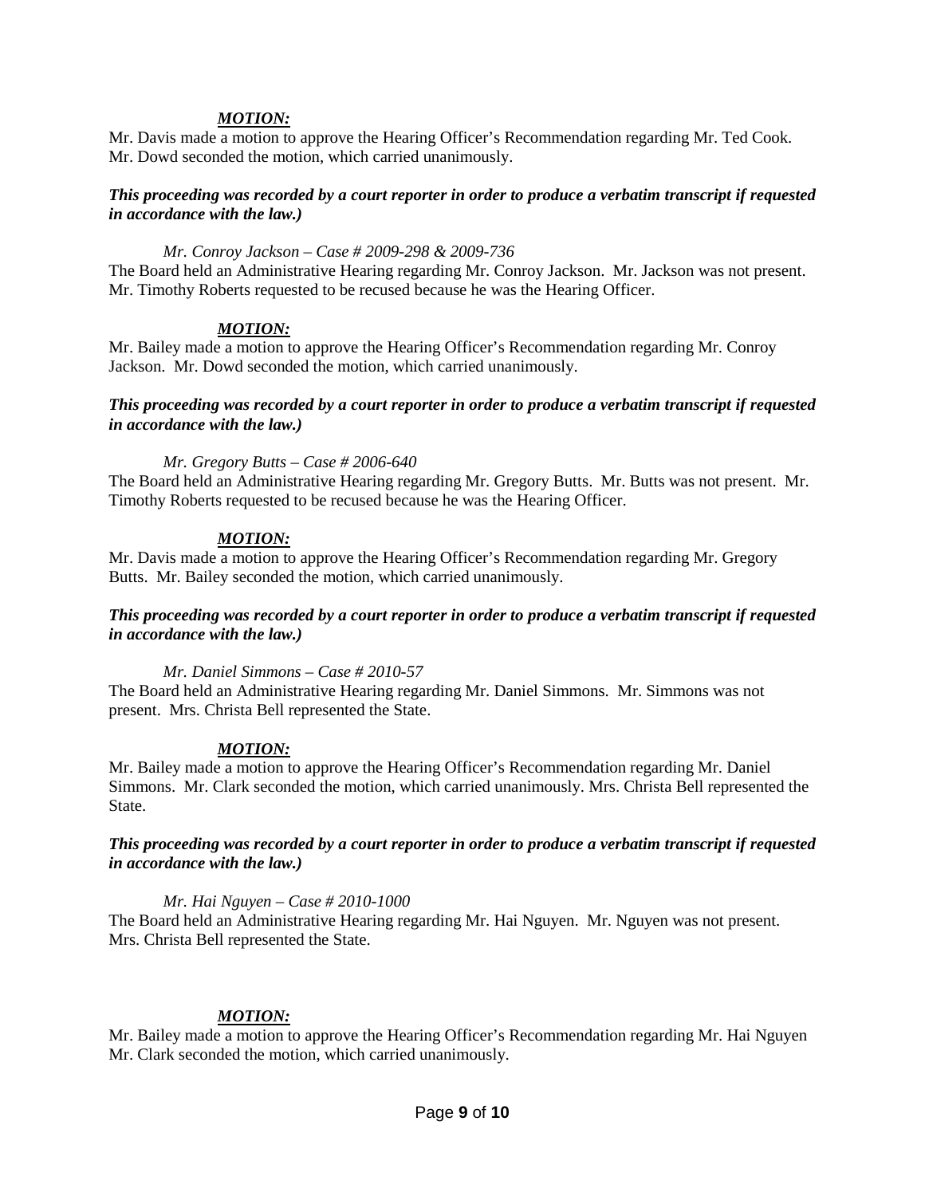***MOTION:***

Mr. Davis made a motion to approve the Hearing Officer's Recommendation regarding Mr. Ted Cook. Mr. Dowd seconded the motion, which carried unanimously.

***This proceeding was recorded by a court reporter in order to produce a verbatim transcript if requested in accordance with the law.)***

*Mr. Conroy Jackson – Case # 2009-298 & 2009-736*

The Board held an Administrative Hearing regarding Mr. Conroy Jackson. Mr. Jackson was not present. Mr. Timothy Roberts requested to be recused because he was the Hearing Officer.

***MOTION:***

Mr. Bailey made a motion to approve the Hearing Officer's Recommendation regarding Mr. Conroy Jackson. Mr. Dowd seconded the motion, which carried unanimously.

***This proceeding was recorded by a court reporter in order to produce a verbatim transcript if requested in accordance with the law.)***

*Mr. Gregory Butts – Case # 2006-640*

The Board held an Administrative Hearing regarding Mr. Gregory Butts. Mr. Butts was not present. Mr. Timothy Roberts requested to be recused because he was the Hearing Officer.

***MOTION:***

Mr. Davis made a motion to approve the Hearing Officer's Recommendation regarding Mr. Gregory Butts. Mr. Bailey seconded the motion, which carried unanimously.

***This proceeding was recorded by a court reporter in order to produce a verbatim transcript if requested in accordance with the law.)***

*Mr. Daniel Simmons – Case # 2010-57*

The Board held an Administrative Hearing regarding Mr. Daniel Simmons. Mr. Simmons was not present. Mrs. Christa Bell represented the State.

***MOTION:***

Mr. Bailey made a motion to approve the Hearing Officer's Recommendation regarding Mr. Daniel Simmons. Mr. Clark seconded the motion, which carried unanimously. Mrs. Christa Bell represented the State.

***This proceeding was recorded by a court reporter in order to produce a verbatim transcript if requested in accordance with the law.)***

*Mr. Hai Nguyen – Case # 2010-1000*

The Board held an Administrative Hearing regarding Mr. Hai Nguyen. Mr. Nguyen was not present. Mrs. Christa Bell represented the State.

***MOTION:***

Mr. Bailey made a motion to approve the Hearing Officer's Recommendation regarding Mr. Hai Nguyen Mr. Clark seconded the motion, which carried unanimously.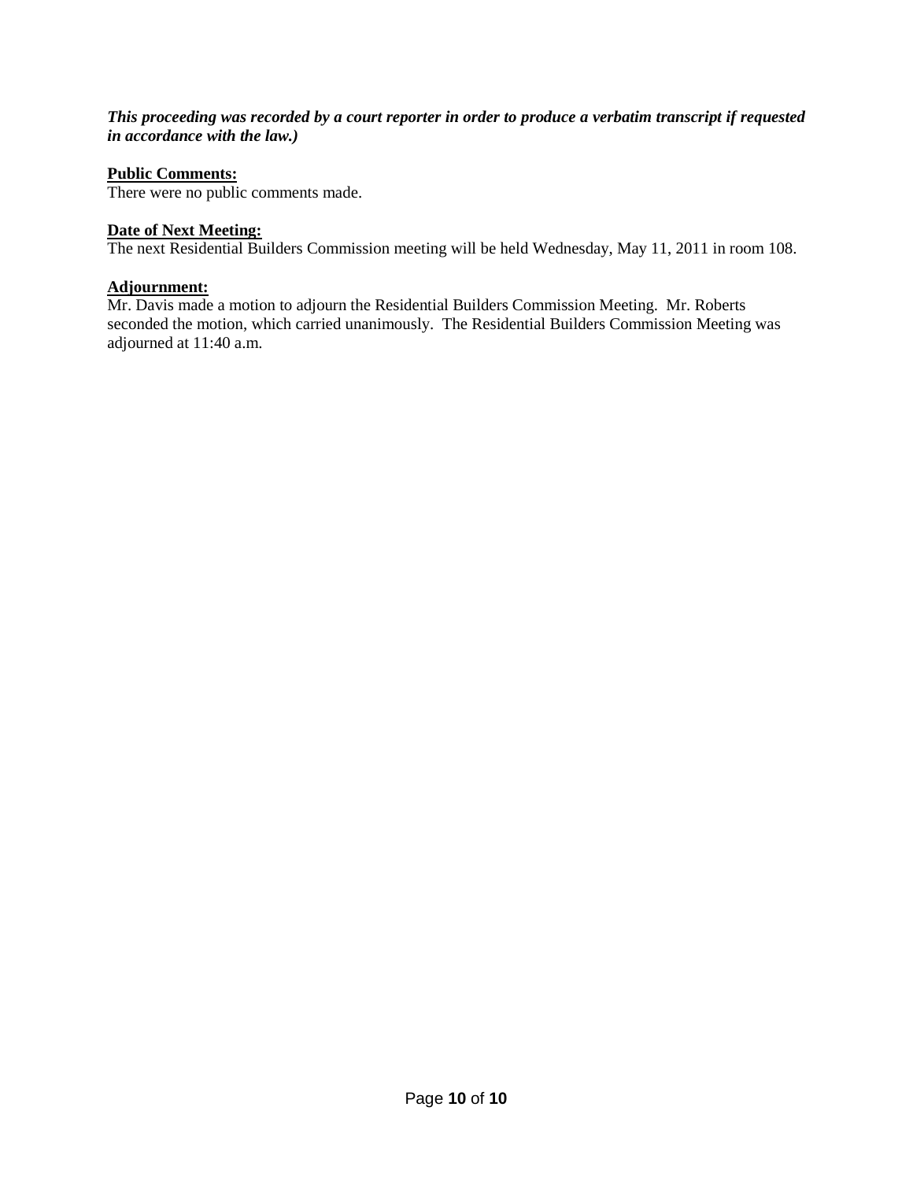***This proceeding was recorded by a court reporter in order to produce a verbatim transcript if requested in accordance with the law.)***

**Public Comments:**

There were no public comments made.

**Date of Next Meeting:**

The next Residential Builders Commission meeting will be held Wednesday, May 11, 2011 in room 108.

**Adjournment:**

Mr. Davis made a motion to adjourn the Residential Builders Commission Meeting. Mr. Roberts seconded the motion, which carried unanimously. The Residential Builders Commission Meeting was adjourned at 11:40 a.m.